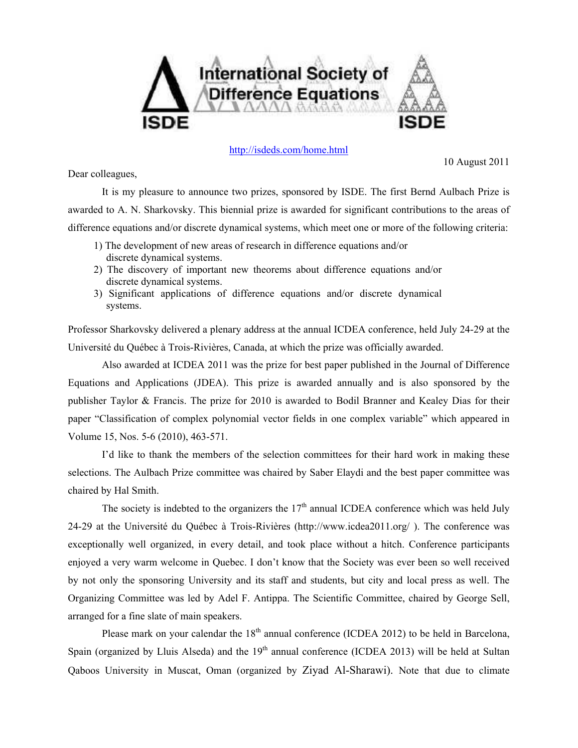# International Society of Difference Equations

ISDE

http://isdeds.com/home.html

10 August 2011

Dear colleagues,

It is my pleasure to announce two prizes, sponsored by ISDE. The first Bernd Aulbach Prize is awarded to A. N. Sharkovsky. This biennial prize is awarded for significant contributions to the areas of difference equations and/or discrete dynamical systems, which meet one or more of the following criteria:

1) The development of new areas of research in difference equations and/or discrete dynamical systems.
2) The discovery of important new theorems about difference equations and/or discrete dynamical systems.
3) Significant applications of difference equations and/or discrete dynamical systems.

Professor Sharkovsky delivered a plenary address at the annual ICDEA conference, held July 24-29 at the Université du Québec à Trois-Rivières, Canada, at which the prize was officially awarded.

Also awarded at ICDEA 2011 was the prize for best paper published in the Journal of Difference Equations and Applications (JDEA). This prize is awarded annually and is also sponsored by the publisher Taylor & Francis. The prize for 2010 is awarded to Bodil Branner and Kealey Dias for their paper "Classification of complex polynomial vector fields in one complex variable" which appeared in Volume 15, Nos. 5-6 (2010), 463-571.

I'd like to thank the members of the selection committees for their hard work in making these selections. The Aulbach Prize committee was chaired by Saber Elaydi and the best paper committee was chaired by Hal Smith.

The society is indebted to the organizers the 17th annual ICDEA conference which was held July 24-29 at the Université du Québec à Trois-Rivières (http://www.icdea2011.org/ ). The conference was exceptionally well organized, in every detail, and took place without a hitch. Conference participants enjoyed a very warm welcome in Quebec. I don't know that the Society was ever been so well received by not only the sponsoring University and its staff and students, but city and local press as well. The Organizing Committee was led by Adel F. Antippa. The Scientific Committee, chaired by George Sell, arranged for a fine slate of main speakers.

Please mark on your calendar the 18th annual conference (ICDEA 2012) to be held in Barcelona, Spain (organized by Lluis Alseda) and the 19th annual conference (ICDEA 2013) will be held at Sultan Qaboos University in Muscat, Oman (organized by Ziyad Al-Sharawi). Note that due to climate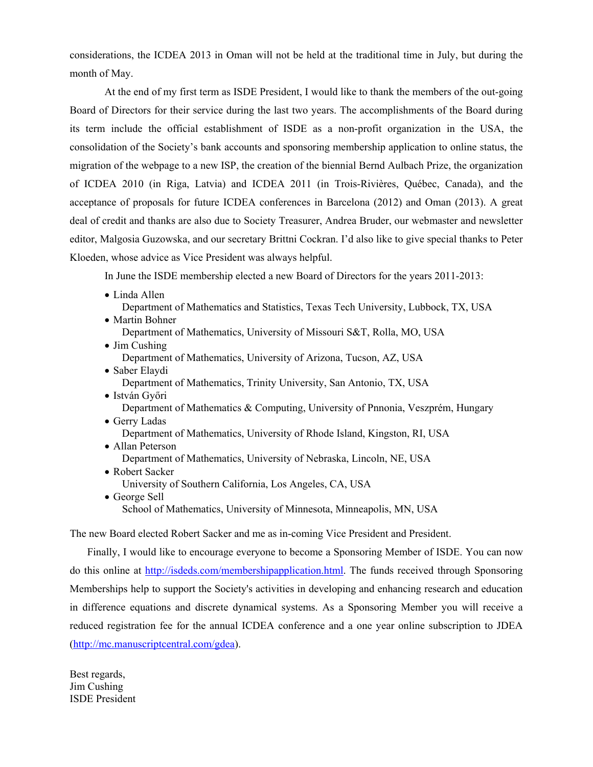considerations, the ICDEA 2013 in Oman will not be held at the traditional time in July, but during the month of May.

At the end of my first term as ISDE President, I would like to thank the members of the out-going Board of Directors for their service during the last two years. The accomplishments of the Board during its term include the official establishment of ISDE as a non-profit organization in the USA, the consolidation of the Society's bank accounts and sponsoring membership application to online status, the migration of the webpage to a new ISP, the creation of the biennial Bernd Aulbach Prize, the organization of ICDEA 2010 (in Riga, Latvia) and ICDEA 2011 (in Trois-Rivières, Québec, Canada), and the acceptance of proposals for future ICDEA conferences in Barcelona (2012) and Oman (2013). A great deal of credit and thanks are also due to Society Treasurer, Andrea Bruder, our webmaster and newsletter editor, Malgosia Guzowska, and our secretary Brittni Cockran. I'd also like to give special thanks to Peter Kloeden, whose advice as Vice President was always helpful.

In June the ISDE membership elected a new Board of Directors for the years 2011-2013:

- Linda Allen
  Department of Mathematics and Statistics, Texas Tech University, Lubbock, TX, USA
- Martin Bohner
  Department of Mathematics, University of Missouri S&T, Rolla, MO, USA
- Jim Cushing
  Department of Mathematics, University of Arizona, Tucson, AZ, USA
- Saber Elaydi
  Department of Mathematics, Trinity University, San Antonio, TX, USA
- István Győri
  Department of Mathematics & Computing, University of Pnnonia, Veszprém, Hungary
- Gerry Ladas
  Department of Mathematics, University of Rhode Island, Kingston, RI, USA
- Allan Peterson
  Department of Mathematics, University of Nebraska, Lincoln, NE, USA
- Robert Sacker
  University of Southern California, Los Angeles, CA, USA
- George Sell
  School of Mathematics, University of Minnesota, Minneapolis, MN, USA

The new Board elected Robert Sacker and me as in-coming Vice President and President.

Finally, I would like to encourage everyone to become a Sponsoring Member of ISDE. You can now do this online at http://isdeds.com/membershipapplication.html. The funds received through Sponsoring Memberships help to support the Society's activities in developing and enhancing research and education in difference equations and discrete dynamical systems. As a Sponsoring Member you will receive a reduced registration fee for the annual ICDEA conference and a one year online subscription to JDEA (http://mc.manuscriptcentral.com/gdea).

Best regards,
Jim Cushing
ISDE President